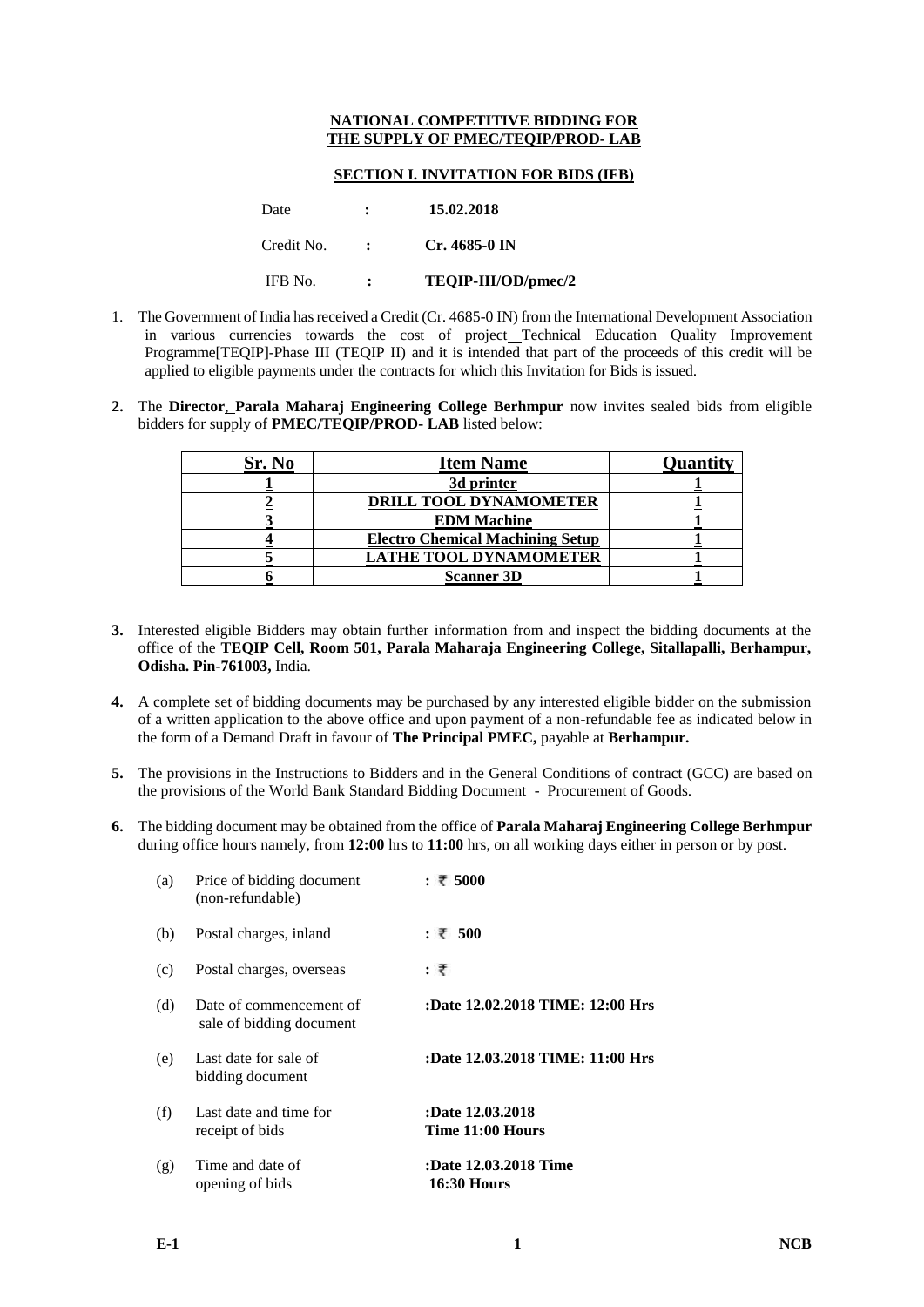**NATIONAL COMPETITIVE BIDDING FOR THE SUPPLY OF PMEC/TEQIP/PROD- LAB**

**SECTION I. INVITATION FOR BIDS (IFB)**

| | | |
|---|---|---|
| Date | : | **15.02.2018** |
| Credit No. | : | **Cr. 4685-0 IN** |
| IFB No. | : | **TEQIP-III/OD/pmec/2** |

1. The Government of India has received a Credit (Cr. 4685-0 IN) from the International Development Association in various currencies towards the cost of project Technical Education Quality Improvement Programme[TEQIP]-Phase III (TEQIP II) and it is intended that part of the proceeds of this credit will be applied to eligible payments under the contracts for which this Invitation for Bids is issued.

2. The **Director, Parala Maharaj Engineering College Berhmpur** now invites sealed bids from eligible bidders for supply of **PMEC/TEQIP/PROD- LAB** listed below:

| Sr. No | Item Name | Quantity |
|---|---|---|
| 1 | 3d printer | 1 |
| 2 | DRILL TOOL DYNAMOMETER | 1 |
| 3 | EDM Machine | 1 |
| 4 | Electro Chemical Machining Setup | 1 |
| 5 | LATHE TOOL DYNAMOMETER | 1 |
| 6 | Scanner 3D | 1 |

3. Interested eligible Bidders may obtain further information from and inspect the bidding documents at the office of the **TEQIP Cell, Room 501, Parala Maharaja Engineering College, Sitallapalli, Berhampur, Odisha. Pin-761003,** India.

4. A complete set of bidding documents may be purchased by any interested eligible bidder on the submission of a written application to the above office and upon payment of a non-refundable fee as indicated below in the form of a Demand Draft in favour of **The Principal PMEC,** payable at **Berhampur.**

5. The provisions in the Instructions to Bidders and in the General Conditions of contract (GCC) are based on the provisions of the World Bank Standard Bidding Document - Procurement of Goods.

6. The bidding document may be obtained from the office of **Parala Maharaj Engineering College Berhmpur** during office hours namely, from **12:00** hrs to **11:00** hrs, on all working days either in person or by post.

| | | |
|---|---|---|
| (a) | Price of bidding document (non-refundable) | **: ₹ 5000** |
| (b) | Postal charges, inland | **: ₹ 500** |
| (c) | Postal charges, overseas | **: ₹** |
| (d) | Date of commencement of sale of bidding document | **:Date 12.02.2018 TIME: 12:00 Hrs** |
| (e) | Last date for sale of bidding document | **:Date 12.03.2018 TIME: 11:00 Hrs** |
| (f) | Last date and time for receipt of bids | **:Date 12.03.2018 Time 11:00 Hours** |
| (g) | Time and date of opening of bids | **:Date 12.03.2018 Time 16:30 Hours** |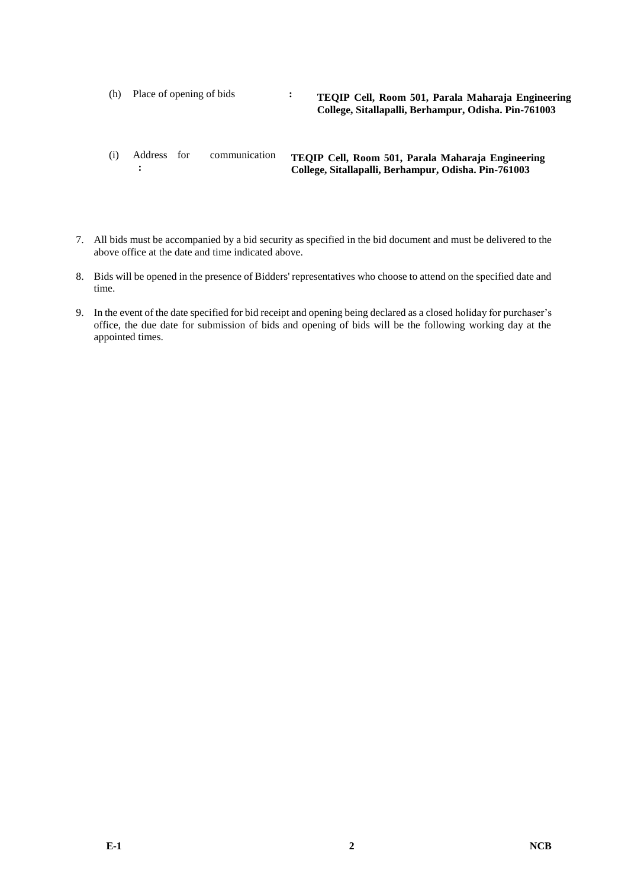(h) Place of opening of bids : **TEQIP Cell, Room 501, Parala Maharaja Engineering College, Sitallapalli, Berhampur, Odisha. Pin-761003**

(i) Address for communication : **TEQIP Cell, Room 501, Parala Maharaja Engineering College, Sitallapalli, Berhampur, Odisha. Pin-761003**

7. All bids must be accompanied by a bid security as specified in the bid document and must be delivered to the above office at the date and time indicated above.

8. Bids will be opened in the presence of Bidders' representatives who choose to attend on the specified date and time.

9. In the event of the date specified for bid receipt and opening being declared as a closed holiday for purchaser's office, the due date for submission of bids and opening of bids will be the following working day at the appointed times.